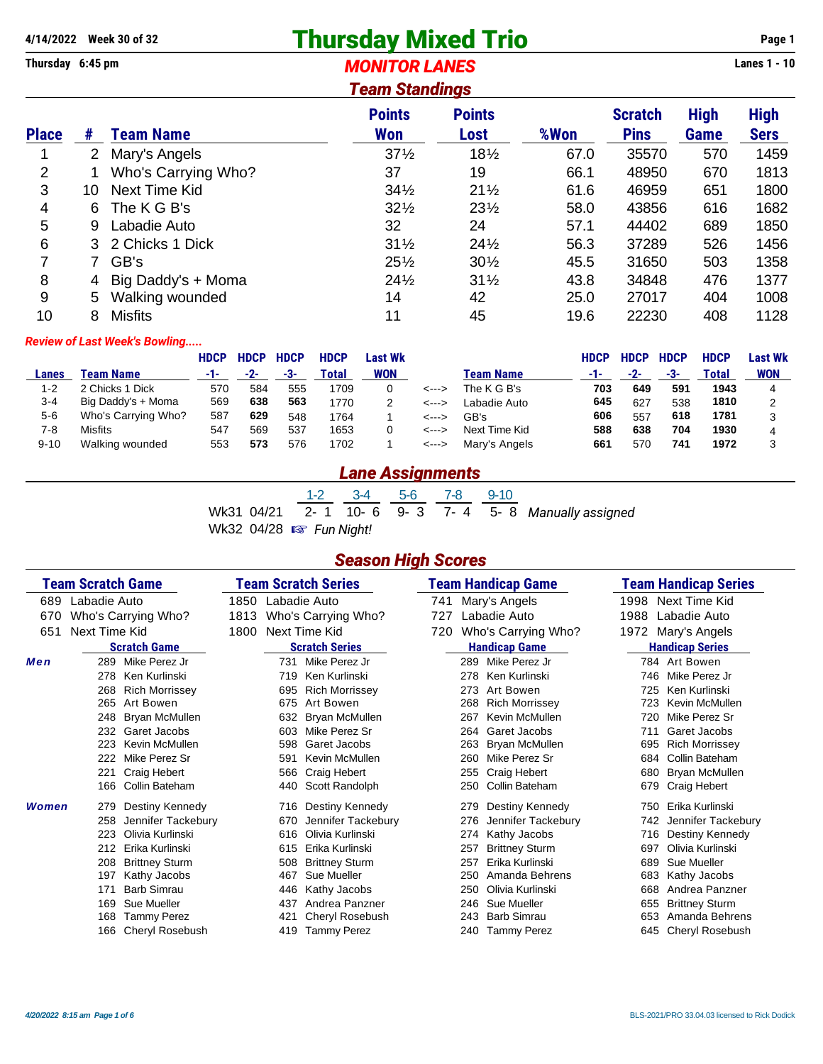**4/14/2022 Week 30 of 32**

**Thursday 6:45 pm**

# Thursday Mixed Trio

## *MONITOR LANES*

**Lanes 1 - 10**

## *Team Standings*

| Place | # | Team Name | Points Won | Points Lost | %Won | Scratch Pins | High Game | High Sers |
|---|---|---|---|---|---|---|---|---|
| 1 | 2 | Mary's Angels | 37½ | 18½ | 67.0 | 35570 | 570 | 1459 |
| 2 | 1 | Who's Carrying Who? | 37 | 19 | 66.1 | 48950 | 670 | 1813 |
| 3 | 10 | Next Time Kid | 34½ | 21½ | 61.6 | 46959 | 651 | 1800 |
| 4 | 6 | The K G B's | 32½ | 23½ | 58.0 | 43856 | 616 | 1682 |
| 5 | 9 | Labadie Auto | 32 | 24 | 57.1 | 44402 | 689 | 1850 |
| 6 | 3 | 2 Chicks 1 Dick | 31½ | 24½ | 56.3 | 37289 | 526 | 1456 |
| 7 | 7 | GB's | 25½ | 30½ | 45.5 | 31650 | 503 | 1358 |
| 8 | 4 | Big Daddy's + Moma | 24½ | 31½ | 43.8 | 34848 | 476 | 1377 |
| 9 | 5 | Walking wounded | 14 | 42 | 25.0 | 27017 | 404 | 1008 |
| 10 | 8 | Misfits | 11 | 45 | 19.6 | 22230 | 408 | 1128 |

*Review of Last Week's Bowling.....*

| Lanes | Team Name | HDCP -1- | HDCP -2- | HDCP -3- | HDCP Total | Last Wk WON | | Team Name | HDCP -1- | HDCP -2- | HDCP -3- | HDCP Total | Last Wk WON |
|---|---|---|---|---|---|---|---|---|---|---|---|---|---|
| 1-2 | 2 Chicks 1 Dick | 570 | 584 | 555 | 1709 | 0 | <---> | The K G B's | **703** | **649** | **591** | **1943** | 4 |
| 3-4 | Big Daddy's + Moma | 569 | **638** | **563** | 1770 | 2 | <---> | Labadie Auto | **645** | 627 | 538 | **1810** | 2 |
| 5-6 | Who's Carrying Who? | 587 | **629** | 548 | 1764 | 1 | <---> | GB's | **606** | 557 | **618** | **1781** | 3 |
| 7-8 | Misfits | 547 | 569 | 537 | 1653 | 0 | <---> | Next Time Kid | **588** | **638** | **704** | **1930** | 4 |
| 9-10 | Walking wounded | 553 | **573** | 576 | 1702 | 1 | <---> | Mary's Angels | **661** | 570 | **741** | **1972** | 3 |

## *Lane Assignments*

| | 1-2 | 3-4 | 5-6 | 7-8 | 9-10 | |
|---|---|---|---|---|---|---|
| Wk31 04/21 | 2- 1 | 10- 6 | 9- 3 | 7- 4 | 5- 8 | *Manually assigned* |
| Wk32 04/28 | ☞ *Fun Night!* | | | | | |

## *Season High Scores*

| Team Scratch Game | Team Scratch Series | Team Handicap Game | Team Handicap Series |
|---|---|---|---|
| 689 Labadie Auto | 1850 Labadie Auto | 741 Mary's Angels | 1998 Next Time Kid |
| 670 Who's Carrying Who? | 1813 Who's Carrying Who? | 727 Labadie Auto | 1988 Labadie Auto |
| 651 Next Time Kid | 1800 Next Time Kid | 720 Who's Carrying Who? | 1972 Mary's Angels |

| | Scratch Game | Scratch Series | Handicap Game | Handicap Series |
|---|---|---|---|---|
| ***Men*** | 289 Mike Perez Jr | 731 Mike Perez Jr | 289 Mike Perez Jr | 784 Art Bowen |
| | 278 Ken Kurlinski | 719 Ken Kurlinski | 278 Ken Kurlinski | 746 Mike Perez Jr |
| | 268 Rich Morrissey | 695 Rich Morrissey | 273 Art Bowen | 725 Ken Kurlinski |
| | 265 Art Bowen | 675 Art Bowen | 268 Rich Morrissey | 723 Kevin McMullen |
| | 248 Bryan McMullen | 632 Bryan McMullen | 267 Kevin McMullen | 720 Mike Perez Sr |
| | 232 Garet Jacobs | 603 Mike Perez Sr | 264 Garet Jacobs | 711 Garet Jacobs |
| | 223 Kevin McMullen | 598 Garet Jacobs | 263 Bryan McMullen | 695 Rich Morrissey |
| | 222 Mike Perez Sr | 591 Kevin McMullen | 260 Mike Perez Sr | 684 Collin Bateham |
| | 221 Craig Hebert | 566 Craig Hebert | 255 Craig Hebert | 680 Bryan McMullen |
| | 166 Collin Bateham | 440 Scott Randolph | 250 Collin Bateham | 679 Craig Hebert |
| ***Women*** | 279 Destiny Kennedy | 716 Destiny Kennedy | 279 Destiny Kennedy | 750 Erika Kurlinski |
| | 258 Jennifer Tackebury | 670 Jennifer Tackebury | 276 Jennifer Tackebury | 742 Jennifer Tackebury |
| | 223 Olivia Kurlinski | 616 Olivia Kurlinski | 274 Kathy Jacobs | 716 Destiny Kennedy |
| | 212 Erika Kurlinski | 615 Erika Kurlinski | 257 Brittney Sturm | 697 Olivia Kurlinski |
| | 208 Brittney Sturm | 508 Brittney Sturm | 257 Erika Kurlinski | 689 Sue Mueller |
| | 197 Kathy Jacobs | 467 Sue Mueller | 250 Amanda Behrens | 683 Kathy Jacobs |
| | 171 Barb Simrau | 446 Kathy Jacobs | 250 Olivia Kurlinski | 668 Andrea Panzner |
| | 169 Sue Mueller | 437 Andrea Panzner | 246 Sue Mueller | 655 Brittney Sturm |
| | 168 Tammy Perez | 421 Cheryl Rosebush | 243 Barb Simrau | 653 Amanda Behrens |
| | 166 Cheryl Rosebush | 419 Tammy Perez | 240 Tammy Perez | 645 Cheryl Rosebush |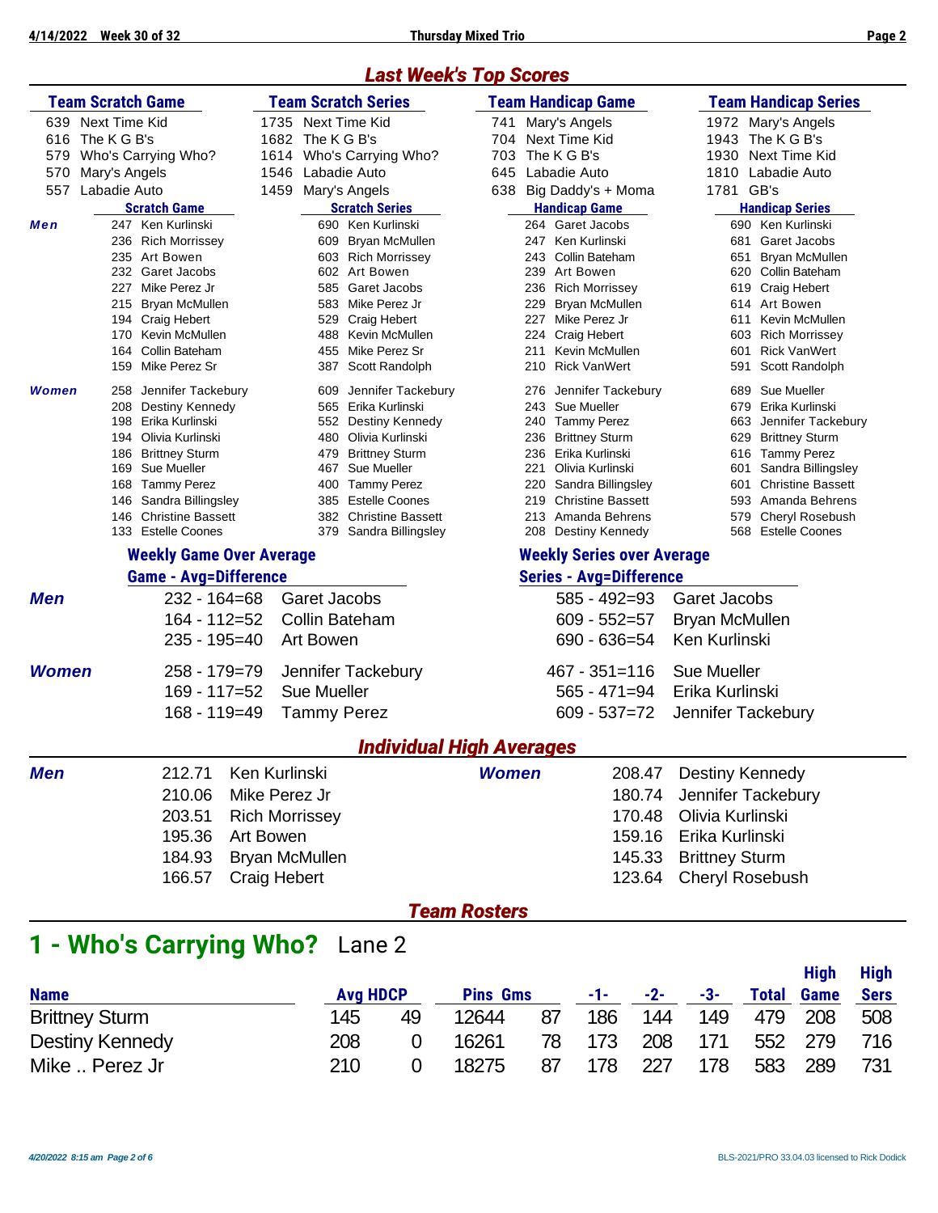## Last Week's Top Scores

| Team Scratch Game | Team Scratch Series | Team Handicap Game | Team Handicap Series |
|---|---|---|---|
| 639 Next Time Kid | 1735 Next Time Kid | 741 Mary's Angels | 1972 Mary's Angels |
| 616 The K G B's | 1682 The K G B's | 704 Next Time Kid | 1943 The K G B's |
| 579 Who's Carrying Who? | 1614 Who's Carrying Who? | 703 The K G B's | 1930 Next Time Kid |
| 570 Mary's Angels | 1546 Labadie Auto | 645 Labadie Auto | 1810 Labadie Auto |
| 557 Labadie Auto | 1459 Mary's Angels | 638 Big Daddy's + Moma | 1781 GB's |

| | Scratch Game | Scratch Series | Handicap Game | Handicap Series |
|---|---|---|---|---|
| **Men** | 247 Ken Kurlinski | 690 Ken Kurlinski | 264 Garet Jacobs | 690 Ken Kurlinski |
| | 236 Rich Morrissey | 609 Bryan McMullen | 247 Ken Kurlinski | 681 Garet Jacobs |
| | 235 Art Bowen | 603 Rich Morrissey | 243 Collin Bateham | 651 Bryan McMullen |
| | 232 Garet Jacobs | 602 Art Bowen | 239 Art Bowen | 620 Collin Bateham |
| | 227 Mike Perez Jr | 585 Garet Jacobs | 236 Rich Morrissey | 619 Craig Hebert |
| | 215 Bryan McMullen | 583 Mike Perez Jr | 229 Bryan McMullen | 614 Art Bowen |
| | 194 Craig Hebert | 529 Craig Hebert | 227 Mike Perez Jr | 611 Kevin McMullen |
| | 170 Kevin McMullen | 488 Kevin McMullen | 224 Craig Hebert | 603 Rich Morrissey |
| | 164 Collin Bateham | 455 Mike Perez Sr | 211 Kevin McMullen | 601 Rick VanWert |
| | 159 Mike Perez Sr | 387 Scott Randolph | 210 Rick VanWert | 591 Scott Randolph |
| **Women** | 258 Jennifer Tackebury | 609 Jennifer Tackebury | 276 Jennifer Tackebury | 689 Sue Mueller |
| | 208 Destiny Kennedy | 565 Erika Kurlinski | 243 Sue Mueller | 679 Erika Kurlinski |
| | 198 Erika Kurlinski | 552 Destiny Kennedy | 240 Tammy Perez | 663 Jennifer Tackebury |
| | 194 Olivia Kurlinski | 480 Olivia Kurlinski | 236 Brittney Sturm | 629 Brittney Sturm |
| | 186 Brittney Sturm | 479 Brittney Sturm | 236 Erika Kurlinski | 616 Tammy Perez |
| | 169 Sue Mueller | 467 Sue Mueller | 221 Olivia Kurlinski | 601 Sandra Billingsley |
| | 168 Tammy Perez | 400 Tammy Perez | 220 Sandra Billingsley | 601 Christine Bassett |
| | 146 Sandra Billingsley | 385 Estelle Coones | 219 Christine Bassett | 593 Amanda Behrens |
| | 146 Christine Bassett | 382 Christine Bassett | 213 Amanda Behrens | 579 Cheryl Rosebush |
| | 133 Estelle Coones | 379 Sandra Billingsley | 208 Destiny Kennedy | 568 Estelle Coones |

### Weekly Game Over Average / Weekly Series over Average

| | Game - Avg=Difference | | Series - Avg=Difference | |
|---|---|---|---|---|
| **Men** | 232 - 164=68 | Garet Jacobs | 585 - 492=93 | Garet Jacobs |
| | 164 - 112=52 | Collin Bateham | 609 - 552=57 | Bryan McMullen |
| | 235 - 195=40 | Art Bowen | 690 - 636=54 | Ken Kurlinski |
| **Women** | 258 - 179=79 | Jennifer Tackebury | 467 - 351=116 | Sue Mueller |
| | 169 - 117=52 | Sue Mueller | 565 - 471=94 | Erika Kurlinski |
| | 168 - 119=49 | Tammy Perez | 609 - 537=72 | Jennifer Tackebury |

## Individual High Averages

| Men | | Women | |
|---|---|---|---|
| 212.71 | Ken Kurlinski | 208.47 | Destiny Kennedy |
| 210.06 | Mike Perez Jr | 180.74 | Jennifer Tackebury |
| 203.51 | Rich Morrissey | 170.48 | Olivia Kurlinski |
| 195.36 | Art Bowen | 159.16 | Erika Kurlinski |
| 184.93 | Bryan McMullen | 145.33 | Brittney Sturm |
| 166.57 | Craig Hebert | 123.64 | Cheryl Rosebush |

## Team Rosters

### 1 - Who's Carrying Who? Lane 2

| Name | Avg | HDCP | Pins | Gms | -1- | -2- | -3- | Total | High Game | High Sers |
|---|---|---|---|---|---|---|---|---|---|---|
| Brittney Sturm | 145 | 49 | 12644 | 87 | 186 | 144 | 149 | 479 | 208 | 508 |
| Destiny Kennedy | 208 | 0 | 16261 | 78 | 173 | 208 | 171 | 552 | 279 | 716 |
| Mike .. Perez Jr | 210 | 0 | 18275 | 87 | 178 | 227 | 178 | 583 | 289 | 731 |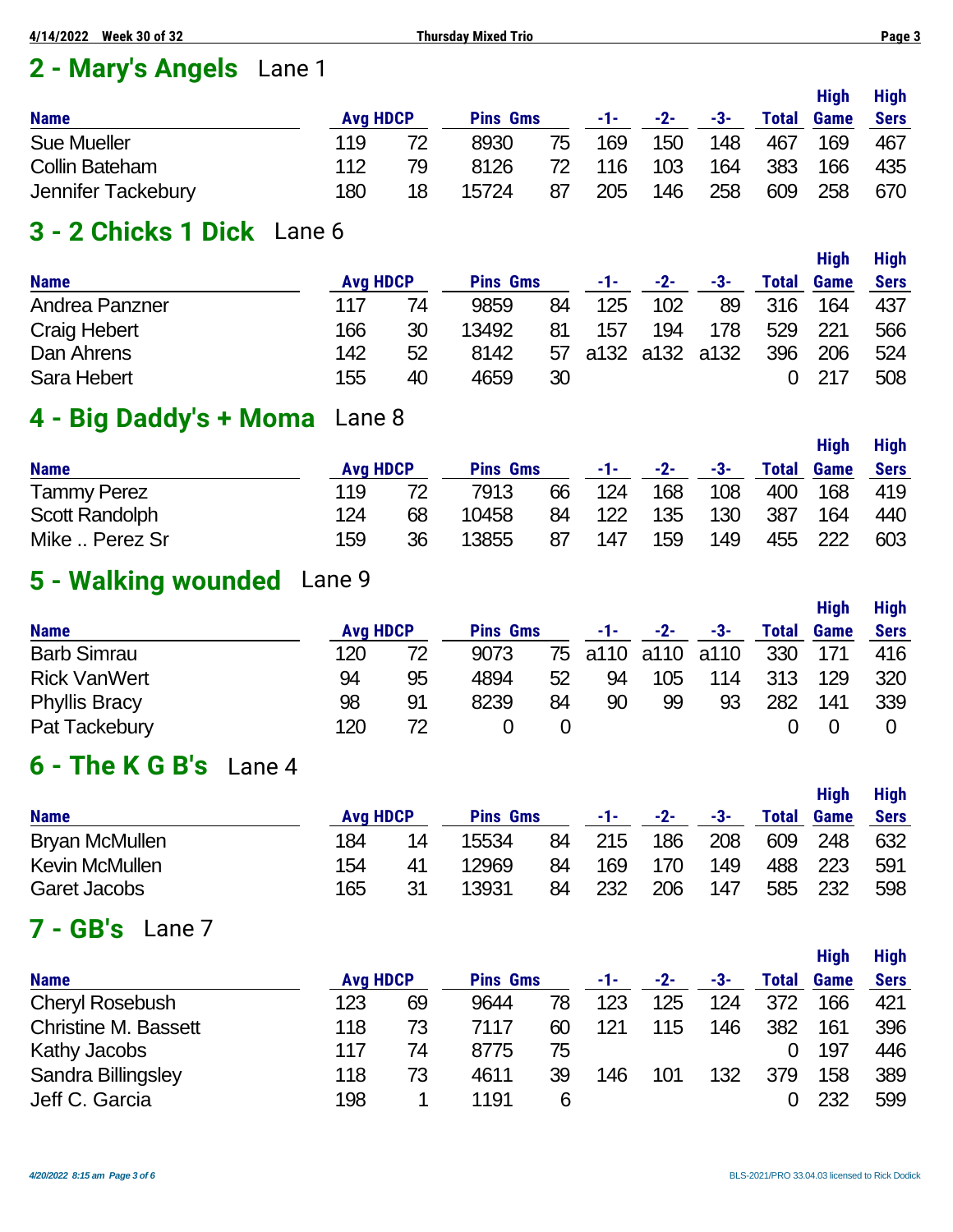## 2 - Mary's Angels Lane 1

| Name | Avg | HDCP | Pins | Gms | -1- | -2- | -3- | Total | High Game | High Sers |
|---|---|---|---|---|---|---|---|---|---|---|
| Sue Mueller | 119 | 72 | 8930 | 75 | 169 | 150 | 148 | 467 | 169 | 467 |
| Collin Bateham | 112 | 79 | 8126 | 72 | 116 | 103 | 164 | 383 | 166 | 435 |
| Jennifer Tackebury | 180 | 18 | 15724 | 87 | 205 | 146 | 258 | 609 | 258 | 670 |

## 3 - 2 Chicks 1 Dick Lane 6

| Name | Avg | HDCP | Pins | Gms | -1- | -2- | -3- | Total | High Game | High Sers |
|---|---|---|---|---|---|---|---|---|---|---|
| Andrea Panzner | 117 | 74 | 9859 | 84 | 125 | 102 | 89 | 316 | 164 | 437 |
| Craig Hebert | 166 | 30 | 13492 | 81 | 157 | 194 | 178 | 529 | 221 | 566 |
| Dan Ahrens | 142 | 52 | 8142 | 57 | a132 | a132 | a132 | 396 | 206 | 524 |
| Sara Hebert | 155 | 40 | 4659 | 30 | | | | 0 | 217 | 508 |

## 4 - Big Daddy's + Moma Lane 8

| Name | Avg | HDCP | Pins | Gms | -1- | -2- | -3- | Total | High Game | High Sers |
|---|---|---|---|---|---|---|---|---|---|---|
| Tammy Perez | 119 | 72 | 7913 | 66 | 124 | 168 | 108 | 400 | 168 | 419 |
| Scott Randolph | 124 | 68 | 10458 | 84 | 122 | 135 | 130 | 387 | 164 | 440 |
| Mike .. Perez Sr | 159 | 36 | 13855 | 87 | 147 | 159 | 149 | 455 | 222 | 603 |

## 5 - Walking wounded Lane 9

| Name | Avg | HDCP | Pins | Gms | -1- | -2- | -3- | Total | High Game | High Sers |
|---|---|---|---|---|---|---|---|---|---|---|
| Barb Simrau | 120 | 72 | 9073 | 75 | a110 | a110 | a110 | 330 | 171 | 416 |
| Rick VanWert | 94 | 95 | 4894 | 52 | 94 | 105 | 114 | 313 | 129 | 320 |
| Phyllis Bracy | 98 | 91 | 8239 | 84 | 90 | 99 | 93 | 282 | 141 | 339 |
| Pat Tackebury | 120 | 72 | 0 | 0 | | | | 0 | 0 | 0 |

## 6 - The K G B's Lane 4

| Name | Avg | HDCP | Pins | Gms | -1- | -2- | -3- | Total | High Game | High Sers |
|---|---|---|---|---|---|---|---|---|---|---|
| Bryan McMullen | 184 | 14 | 15534 | 84 | 215 | 186 | 208 | 609 | 248 | 632 |
| Kevin McMullen | 154 | 41 | 12969 | 84 | 169 | 170 | 149 | 488 | 223 | 591 |
| Garet Jacobs | 165 | 31 | 13931 | 84 | 232 | 206 | 147 | 585 | 232 | 598 |

## 7 - GB's Lane 7

| Name | Avg | HDCP | Pins | Gms | -1- | -2- | -3- | Total | High Game | High Sers |
|---|---|---|---|---|---|---|---|---|---|---|
| Cheryl Rosebush | 123 | 69 | 9644 | 78 | 123 | 125 | 124 | 372 | 166 | 421 |
| Christine M. Bassett | 118 | 73 | 7117 | 60 | 121 | 115 | 146 | 382 | 161 | 396 |
| Kathy Jacobs | 117 | 74 | 8775 | 75 | | | | 0 | 197 | 446 |
| Sandra Billingsley | 118 | 73 | 4611 | 39 | 146 | 101 | 132 | 379 | 158 | 389 |
| Jeff C. Garcia | 198 | 1 | 1191 | 6 | | | | 0 | 232 | 599 |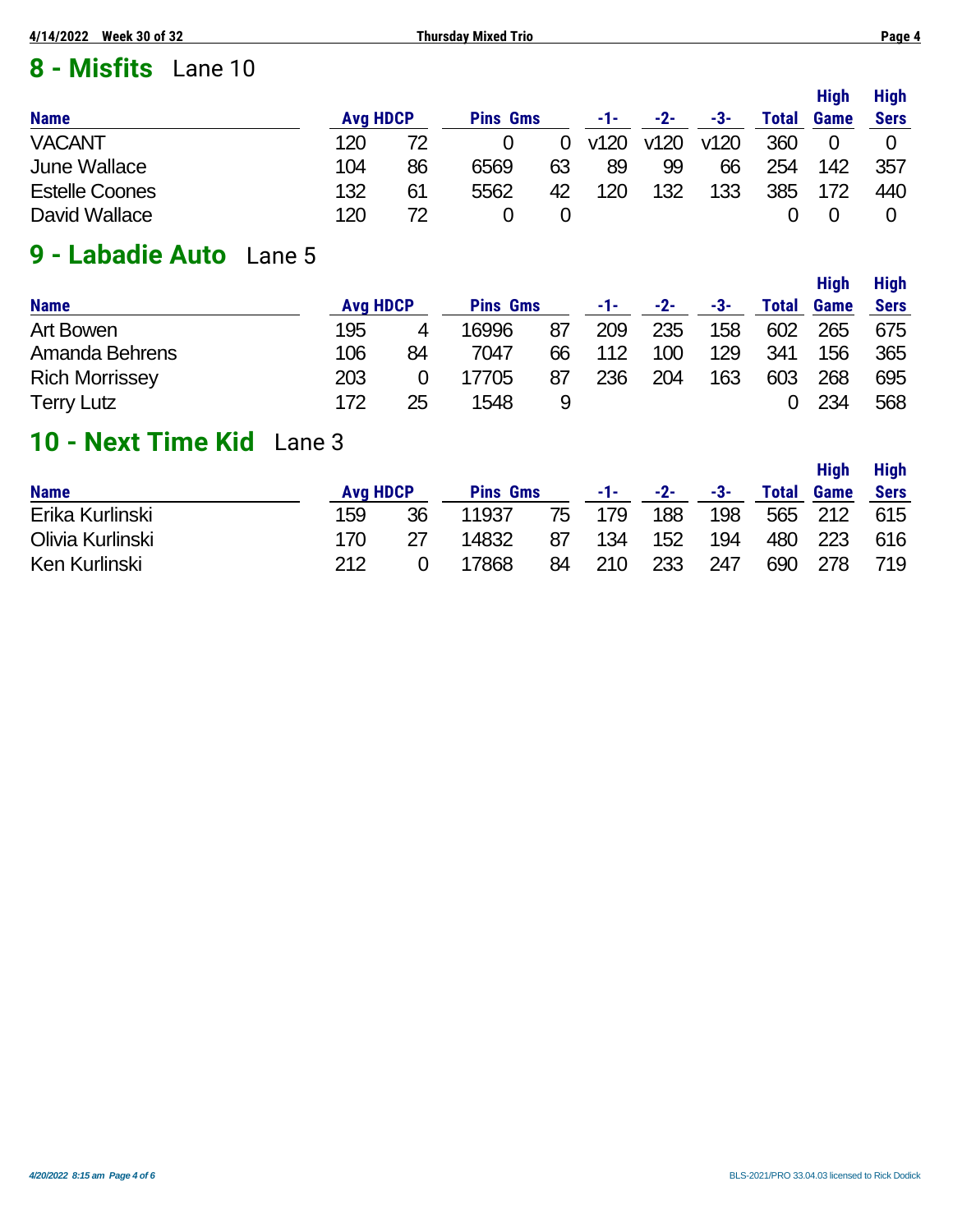## 8 - Misfits Lane 10

| Name | Avg | HDCP | Pins | Gms | -1- | -2- | -3- | Total | High Game | High Sers |
|---|---|---|---|---|---|---|---|---|---|---|
| VACANT | 120 | 72 | 0 | 0 | v120 | v120 | v120 | 360 | 0 | 0 |
| June Wallace | 104 | 86 | 6569 | 63 | 89 | 99 | 66 | 254 | 142 | 357 |
| Estelle Coones | 132 | 61 | 5562 | 42 | 120 | 132 | 133 | 385 | 172 | 440 |
| David Wallace | 120 | 72 | 0 | 0 | | | | 0 | 0 | 0 |

## 9 - Labadie Auto Lane 5

| Name | Avg | HDCP | Pins | Gms | -1- | -2- | -3- | Total | High Game | High Sers |
|---|---|---|---|---|---|---|---|---|---|---|
| Art Bowen | 195 | 4 | 16996 | 87 | 209 | 235 | 158 | 602 | 265 | 675 |
| Amanda Behrens | 106 | 84 | 7047 | 66 | 112 | 100 | 129 | 341 | 156 | 365 |
| Rich Morrissey | 203 | 0 | 17705 | 87 | 236 | 204 | 163 | 603 | 268 | 695 |
| Terry Lutz | 172 | 25 | 1548 | 9 | | | | 0 | 234 | 568 |

## 10 - Next Time Kid Lane 3

| Name | Avg | HDCP | Pins | Gms | -1- | -2- | -3- | Total | High Game | High Sers |
|---|---|---|---|---|---|---|---|---|---|---|
| Erika Kurlinski | 159 | 36 | 11937 | 75 | 179 | 188 | 198 | 565 | 212 | 615 |
| Olivia Kurlinski | 170 | 27 | 14832 | 87 | 134 | 152 | 194 | 480 | 223 | 616 |
| Ken Kurlinski | 212 | 0 | 17868 | 84 | 210 | 233 | 247 | 690 | 278 | 719 |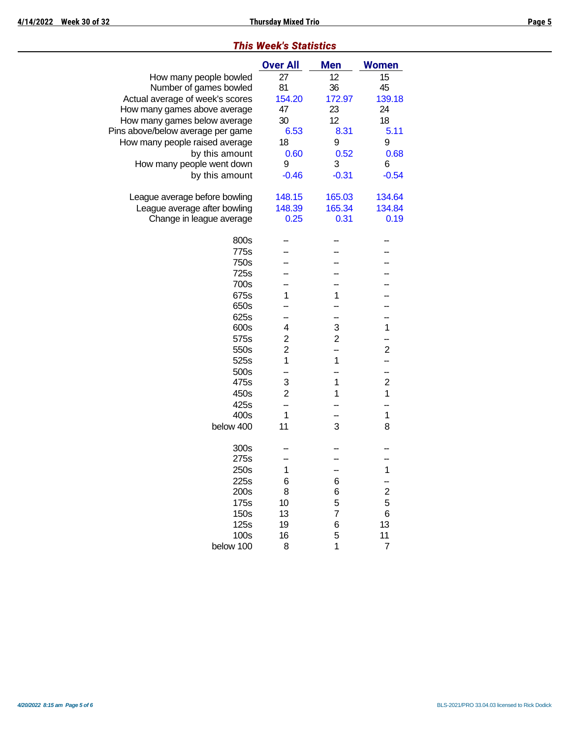## *This Week's Statistics*

| | Over All | Men | Women |
|---|---|---|---|
| How many people bowled | 27 | 12 | 15 |
| Number of games bowled | 81 | 36 | 45 |
| Actual average of week's scores | 154.20 | 172.97 | 139.18 |
| How many games above average | 47 | 23 | 24 |
| How many games below average | 30 | 12 | 18 |
| Pins above/below average per game | 6.53 | 8.31 | 5.11 |
| How many people raised average | 18 | 9 | 9 |
| by this amount | 0.60 | 0.52 | 0.68 |
| How many people went down | 9 | 3 | 6 |
| by this amount | -0.46 | -0.31 | -0.54 |
| | | | |
| League average before bowling | 148.15 | 165.03 | 134.64 |
| League average after bowling | 148.39 | 165.34 | 134.84 |
| Change in league average | 0.25 | 0.31 | 0.19 |
| | | | |
| 800s | -- | -- | -- |
| 775s | -- | -- | -- |
| 750s | -- | -- | -- |
| 725s | -- | -- | -- |
| 700s | -- | -- | -- |
| 675s | 1 | 1 | -- |
| 650s | -- | -- | -- |
| 625s | -- | -- | -- |
| 600s | 4 | 3 | 1 |
| 575s | 2 | 2 | -- |
| 550s | 2 | -- | 2 |
| 525s | 1 | 1 | -- |
| 500s | -- | -- | -- |
| 475s | 3 | 1 | 2 |
| 450s | 2 | 1 | 1 |
| 425s | -- | -- | -- |
| 400s | 1 | -- | 1 |
| below 400 | 11 | 3 | 8 |
| | | | |
| 300s | -- | -- | -- |
| 275s | -- | -- | -- |
| 250s | 1 | -- | 1 |
| 225s | 6 | 6 | -- |
| 200s | 8 | 6 | 2 |
| 175s | 10 | 5 | 5 |
| 150s | 13 | 7 | 6 |
| 125s | 19 | 6 | 13 |
| 100s | 16 | 5 | 11 |
| below 100 | 8 | 1 | 7 |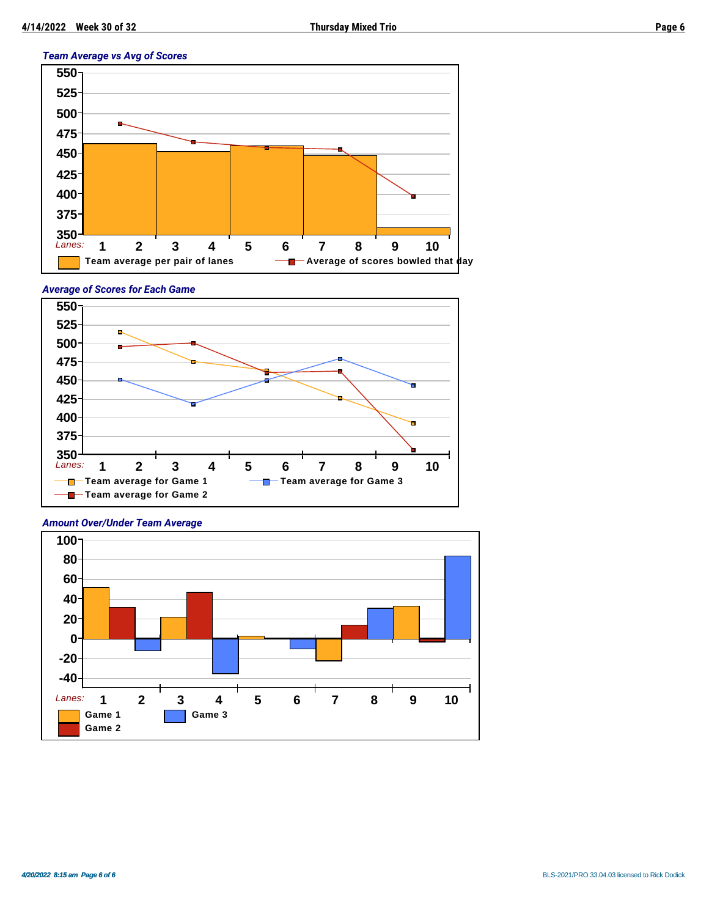*Team Average vs Avg of Scores*

550
525
500
475
450
425
400
375
350

*Lanes:* 1 2 3 4 5 6 7 8 9 10

Team average per pair of lanes

Average of scores bowled that day

*Average of Scores for Each Game*

550
525
500
475
450
425
400
375
350

*Lanes:* 1 2 3 4 5 6 7 8 9 10

Team average for Game 1

Team average for Game 3

Team average for Game 2

*Amount Over/Under Team Average*

100
80
60
40
20
0
-20
-40

*Lanes:* 1 2 3 4 5 6 7 8 9 10

Game 1

Game 3

Game 2

*4/20/2022 8:15 am Page 6 of 6*

BLS-2021/PRO 33.04.03 licensed to Rick Dodick